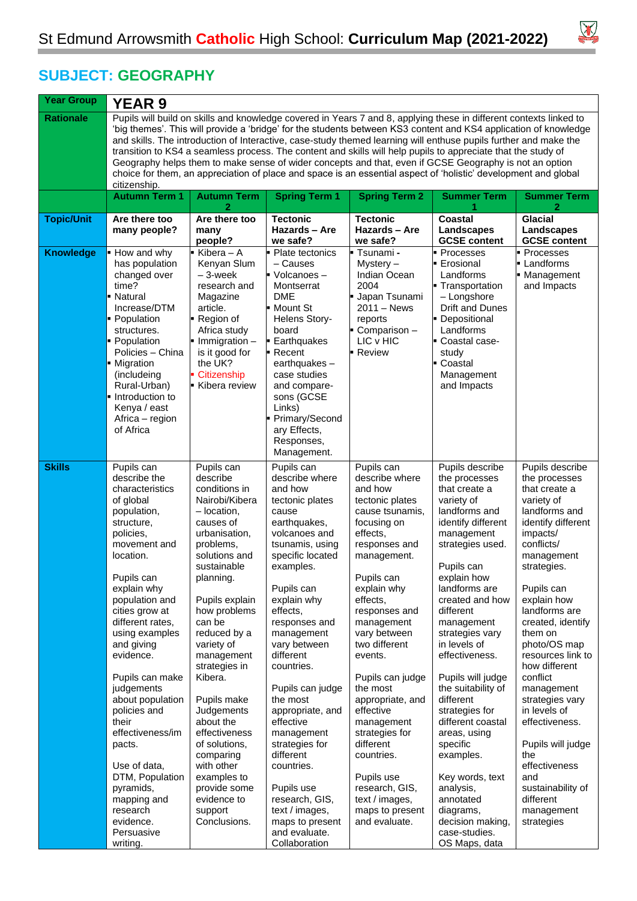# St Edmund Arrowsmith **Catholic** High School: **Curriculum Map (2021-2022)**

## SUBJECT: GEOGRAPHY

| Year Group | YEAR 9 | | | | | |
|---|---|---|---|---|---|---|
| Rationale | Pupils will build on skills and knowledge covered in Years 7 and 8, applying these in different contexts linked to 'big themes'. This will provide a 'bridge' for the students between KS3 content and KS4 application of knowledge and skills. The introduction of Interactive, case-study themed learning will enthuse pupils further and make the transition to KS4 a seamless process. The content and skills will help pupils to appreciate that the study of Geography helps them to make sense of wider concepts and that, even if GCSE Geography is not an option choice for them, an appreciation of place and space is an essential aspect of 'holistic' development and global citizenship. | | | | | |
| | **Autumn Term 1** | **Autumn Term 2** | **Spring Term 1** | **Spring Term 2** | **Summer Term 1** | **Summer Term 2** |
| **Topic/Unit** | **Are there too many people?** | **Are there too many people?** | **Tectonic Hazards – Are we safe?** | **Tectonic Hazards – Are we safe?** | **Coastal Landscapes GCSE content** | **Glacial Landscapes GCSE content** |
| **Knowledge** | ▪ How and why has population changed over time?<br>▪ Natural Increase/DTM<br>▪ Population structures.<br>▪ Population Policies – China<br>▪ Migration (includeing Rural-Urban)<br>▪ Introduction to Kenya / east Africa – region of Africa | ▪ Kibera – A Kenyan Slum – 3-week research and Magazine article.<br>▪ Region of Africa study<br>▪ Immigration – is it good for the UK?<br>▪ Citizenship<br>▪ Kibera review | ▪ Plate tectonics – Causes<br>▪ Volcanoes – Montserrat DME<br>▪ Mount St Helens Story-board<br>▪ Earthquakes<br>▪ Recent earthquakes – case studies and compare-sons (GCSE Links)<br>▪ Primary/Secondary Effects, Responses, Management. | ▪ Tsunami - Mystery – Indian Ocean 2004<br>▪ Japan Tsunami 2011 – News reports<br>▪ Comparison – LIC v HIC<br>▪ Review | ▪ Processes<br>▪ Erosional Landforms<br>▪ Transportation – Longshore Drift and Dunes<br>▪ Depositional Landforms<br>▪ Coastal case-study<br>▪ Coastal Management and Impacts | ▪ Processes<br>▪ Landforms<br>▪ Management and Impacts |
| **Skills** | Pupils can describe the characteristics of global population, structure, policies, movement and location.<br><br>Pupils can explain why population and cities grow at different rates, using examples and giving evidence.<br><br>Pupils can make judgements about population policies and their effectiveness/impacts.<br><br>Use of data, DTM, Population pyramids, mapping and research evidence. Persuasive writing. | Pupils can describe conditions in Nairobi/Kibera – location, causes of urbanisation, problems, solutions and sustainable planning.<br><br>Pupils explain how problems can be reduced by a variety of management strategies in Kibera.<br><br>Pupils make Judgements about the effectiveness of solutions, comparing with other examples to provide some evidence to support Conclusions. | Pupils can describe where and how tectonic plates cause earthquakes, volcanoes and tsunamis, using specific located examples.<br><br>Pupils can explain why effects, responses and management vary between different countries.<br><br>Pupils can judge the most appropriate, and effective management strategies for different countries.<br><br>Pupils use research, GIS, text / images, maps to present and evaluate. Collaboration | Pupils can describe where and how tectonic plates cause tsunamis, focusing on effects, responses and management.<br><br>Pupils can explain why effects, responses and management vary between two different events.<br><br>Pupils can judge the most appropriate, and effective management strategies for different countries.<br><br>Pupils use research, GIS, text / images, maps to present and evaluate. | Pupils describe the processes that create a variety of landforms and identify different management strategies used.<br><br>Pupils can explain how landforms are created and how different management strategies vary in levels of effectiveness.<br><br>Pupils will judge the suitability of different strategies for different coastal areas, using specific examples.<br><br>Key words, text analysis, annotated diagrams, decision making, case-studies. OS Maps, data | Pupils describe the processes that create a variety of landforms and identify different impacts/ conflicts/ management strategies.<br><br>Pupils can explain how landforms are created, identify them on photo/OS map resources link to how different conflict management strategies vary in levels of effectiveness.<br><br>Pupils will judge the effectiveness and sustainability of different management strategies |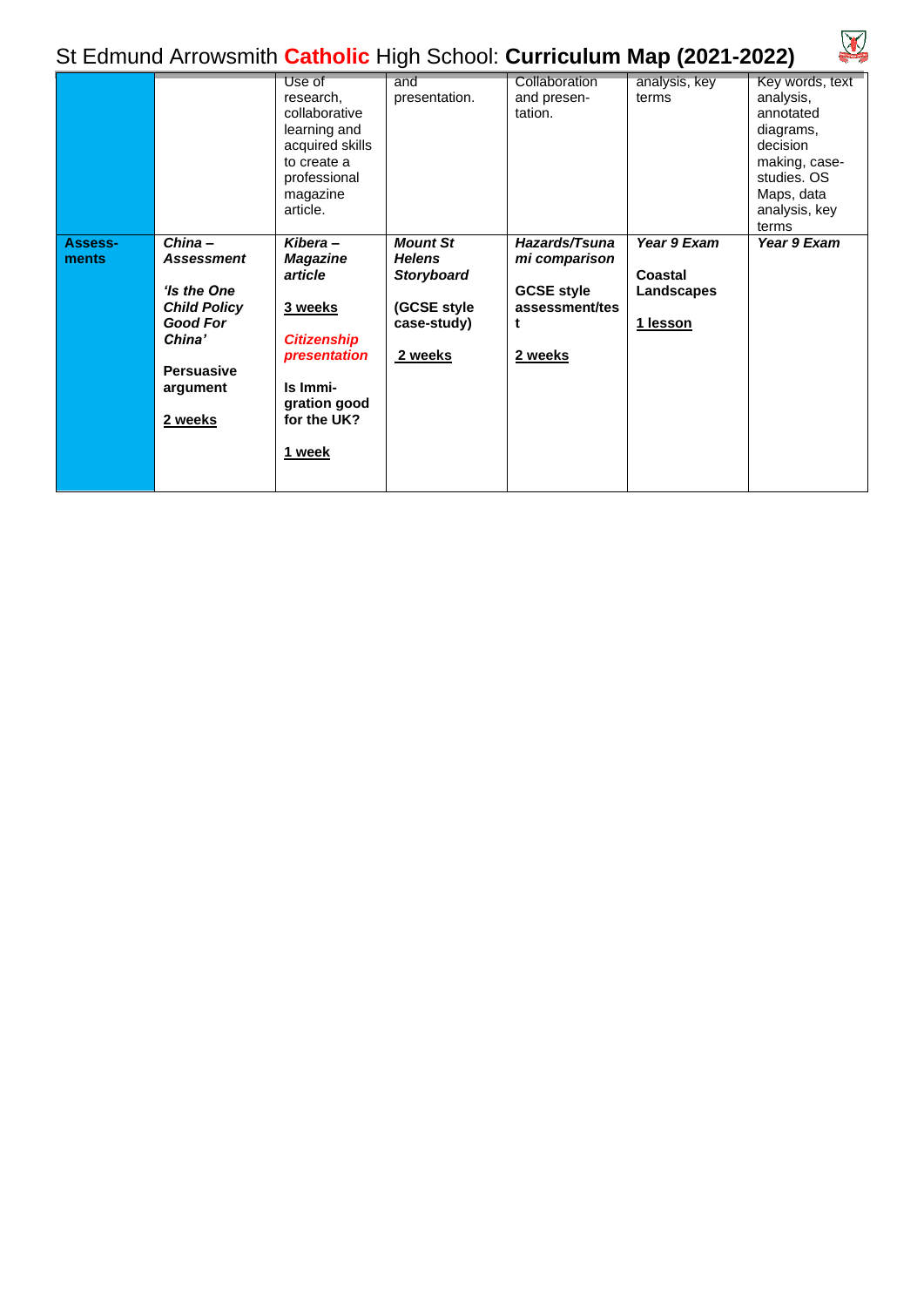# St Edmund Arrowsmith **Catholic** High School: **Curriculum Map (2021-2022)**

| | | | | | | |
|---|---|---|---|---|---|---|
| | | Use of research, collaborative learning and acquired skills to create a professional magazine article. | and presentation. | Collaboration and presen-tation. | analysis, key terms | Key words, text analysis, annotated diagrams, decision making, case-studies. OS Maps, data analysis, key terms |
| **Assess-ments** | ***China – Assessment*** <br><br> ***'Is the One Child Policy Good For China'*** <br><br> **Persuasive argument** <br><br> **<u>2 weeks</u>** | ***Kibera – Magazine article*** <br><br> **<u>3 weeks</u>** <br><br> ***Citizenship presentation*** <br><br> **Is Immi-gration good for the UK?** <br><br> **<u>1 week</u>** | ***Mount St Helens Storyboard*** <br><br> **(GCSE style case-study)** <br><br> **<u>2 weeks</u>** | ***Hazards/Tsunami comparison*** <br><br> **GCSE style assessment/test** <br><br> **<u>2 weeks</u>** | ***Year 9 Exam*** <br><br> **Coastal Landscapes** <br><br> **<u>1 lesson</u>** | ***Year 9 Exam*** |